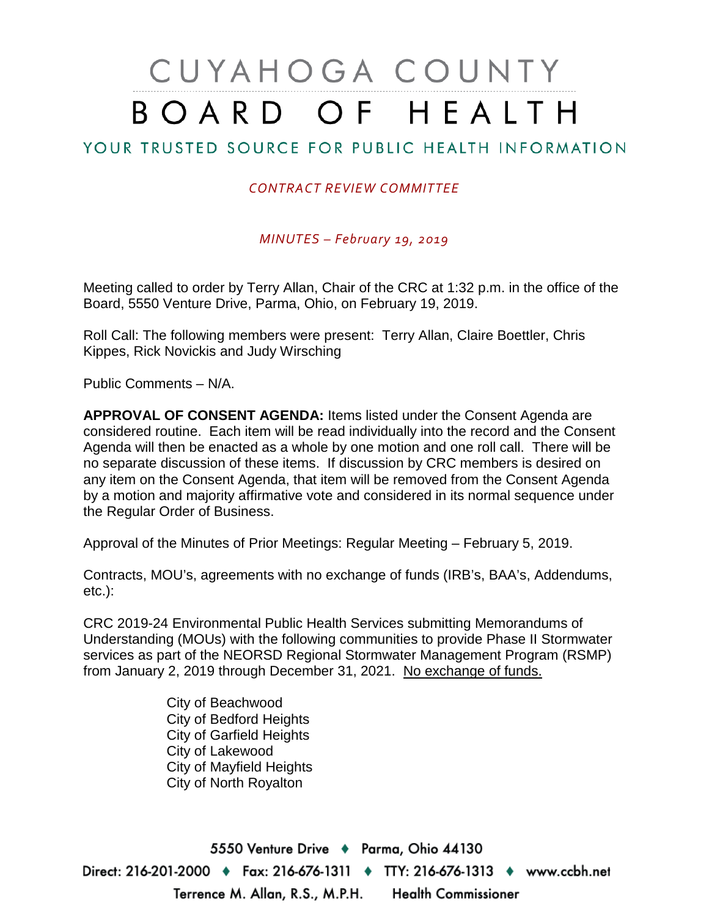# CUYAHOGA COUNTY BOARD OF HEALTH

## YOUR TRUSTED SOURCE FOR PUBLIC HEALTH INFORMATION

*CONTRACT REVIEW COMMITTEE*

*MINUTES – February 19, 2019*

Meeting called to order by Terry Allan, Chair of the CRC at 1:32 p.m. in the office of the Board, 5550 Venture Drive, Parma, Ohio, on February 19, 2019.

Roll Call: The following members were present: Terry Allan, Claire Boettler, Chris Kippes, Rick Novickis and Judy Wirsching

Public Comments – N/A.

**APPROVAL OF CONSENT AGENDA:** Items listed under the Consent Agenda are considered routine. Each item will be read individually into the record and the Consent Agenda will then be enacted as a whole by one motion and one roll call. There will be no separate discussion of these items. If discussion by CRC members is desired on any item on the Consent Agenda, that item will be removed from the Consent Agenda by a motion and majority affirmative vote and considered in its normal sequence under the Regular Order of Business.

Approval of the Minutes of Prior Meetings: Regular Meeting – February 5, 2019.

Contracts, MOU's, agreements with no exchange of funds (IRB's, BAA's, Addendums, etc.):

CRC 2019-24 Environmental Public Health Services submitting Memorandums of Understanding (MOUs) with the following communities to provide Phase II Stormwater services as part of the NEORSD Regional Stormwater Management Program (RSMP) from January 2, 2019 through December 31, 2021. <u>No exchange of funds.</u>

City of Beachwood
City of Bedford Heights
City of Garfield Heights
City of Lakewood
City of Mayfield Heights
City of North Royalton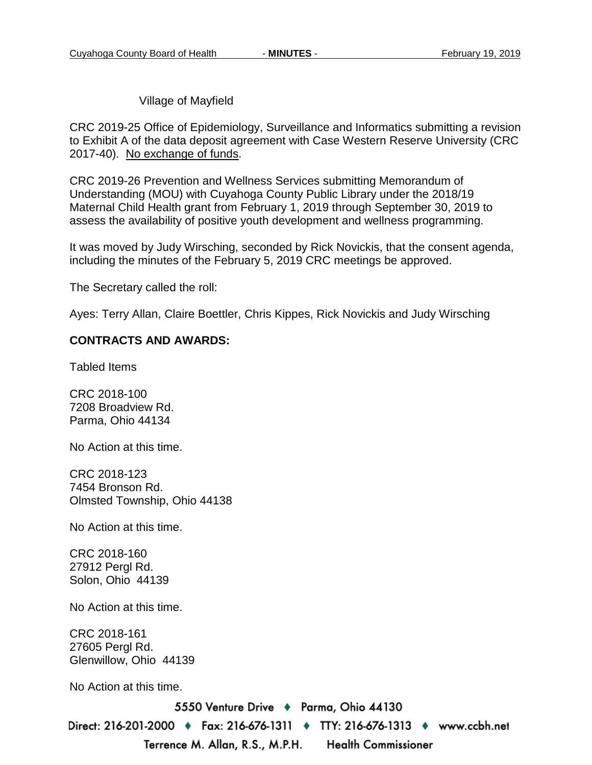Village of Mayfield

CRC 2019-25 Office of Epidemiology, Surveillance and Informatics submitting a revision to Exhibit A of the data deposit agreement with Case Western Reserve University (CRC 2017-40). No exchange of funds.

CRC 2019-26 Prevention and Wellness Services submitting Memorandum of Understanding (MOU) with Cuyahoga County Public Library under the 2018/19 Maternal Child Health grant from February 1, 2019 through September 30, 2019 to assess the availability of positive youth development and wellness programming.

It was moved by Judy Wirsching, seconded by Rick Novickis, that the consent agenda, including the minutes of the February 5, 2019 CRC meetings be approved.

The Secretary called the roll:

Ayes: Terry Allan, Claire Boettler, Chris Kippes, Rick Novickis and Judy Wirsching

**CONTRACTS AND AWARDS:**

Tabled Items

CRC 2018-100
7208 Broadview Rd.
Parma, Ohio 44134

No Action at this time.

CRC 2018-123
7454 Bronson Rd.
Olmsted Township, Ohio 44138

No Action at this time.

CRC 2018-160
27912 Pergl Rd.
Solon, Ohio 44139

No Action at this time.

CRC 2018-161
27605 Pergl Rd.
Glenwillow, Ohio 44139

No Action at this time.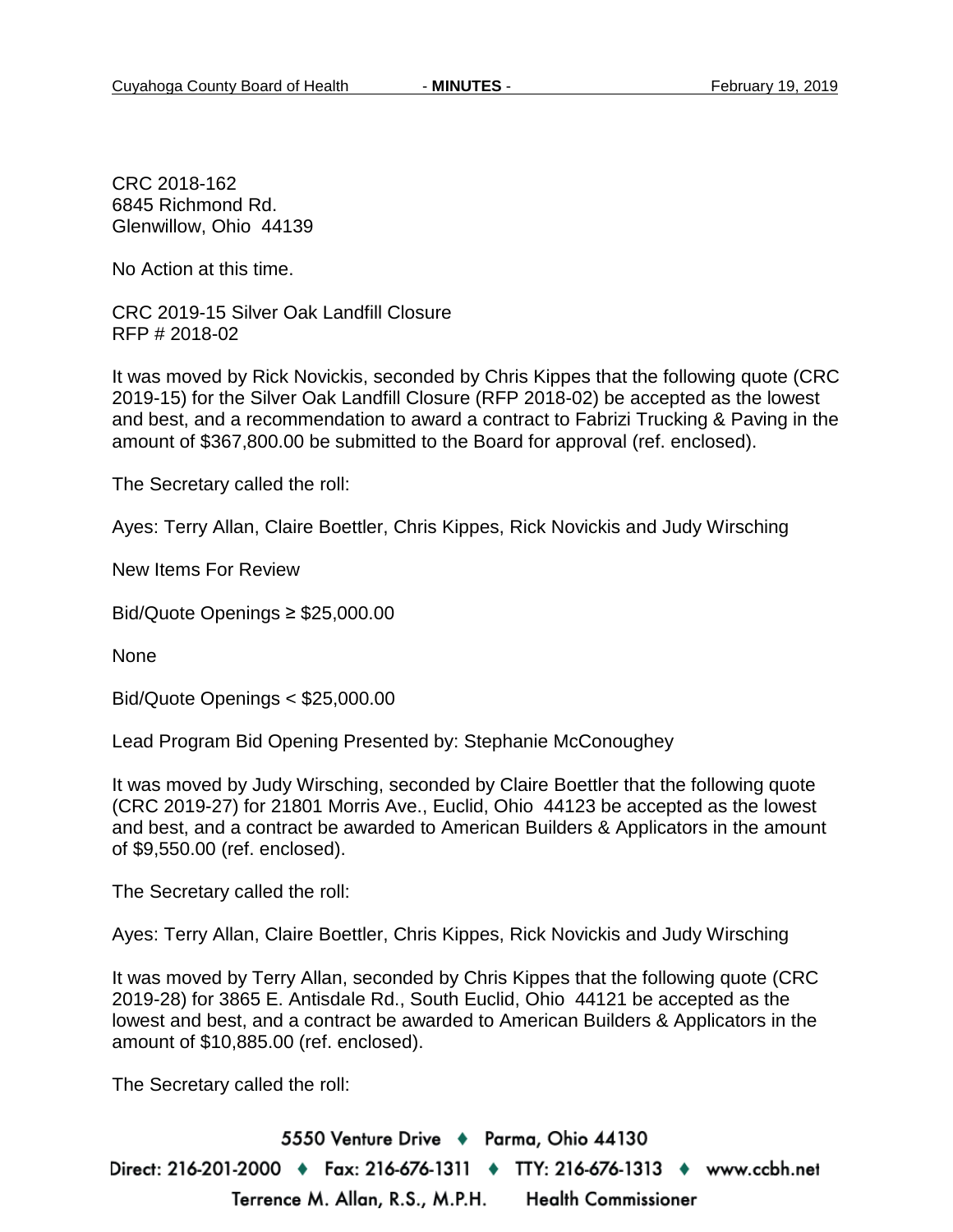CRC 2018-162
6845 Richmond Rd.
Glenwillow, Ohio 44139

No Action at this time.

CRC 2019-15 Silver Oak Landfill Closure
RFP # 2018-02

It was moved by Rick Novickis, seconded by Chris Kippes that the following quote (CRC 2019-15) for the Silver Oak Landfill Closure (RFP 2018-02) be accepted as the lowest and best, and a recommendation to award a contract to Fabrizi Trucking & Paving in the amount of $367,800.00 be submitted to the Board for approval (ref. enclosed).

The Secretary called the roll:

Ayes: Terry Allan, Claire Boettler, Chris Kippes, Rick Novickis and Judy Wirsching

New Items For Review

Bid/Quote Openings ≥ $25,000.00

None

Bid/Quote Openings < $25,000.00

Lead Program Bid Opening Presented by: Stephanie McConoughey

It was moved by Judy Wirsching, seconded by Claire Boettler that the following quote (CRC 2019-27) for 21801 Morris Ave., Euclid, Ohio 44123 be accepted as the lowest and best, and a contract be awarded to American Builders & Applicators in the amount of $9,550.00 (ref. enclosed).

The Secretary called the roll:

Ayes: Terry Allan, Claire Boettler, Chris Kippes, Rick Novickis and Judy Wirsching

It was moved by Terry Allan, seconded by Chris Kippes that the following quote (CRC 2019-28) for 3865 E. Antisdale Rd., South Euclid, Ohio 44121 be accepted as the lowest and best, and a contract be awarded to American Builders & Applicators in the amount of $10,885.00 (ref. enclosed).

The Secretary called the roll: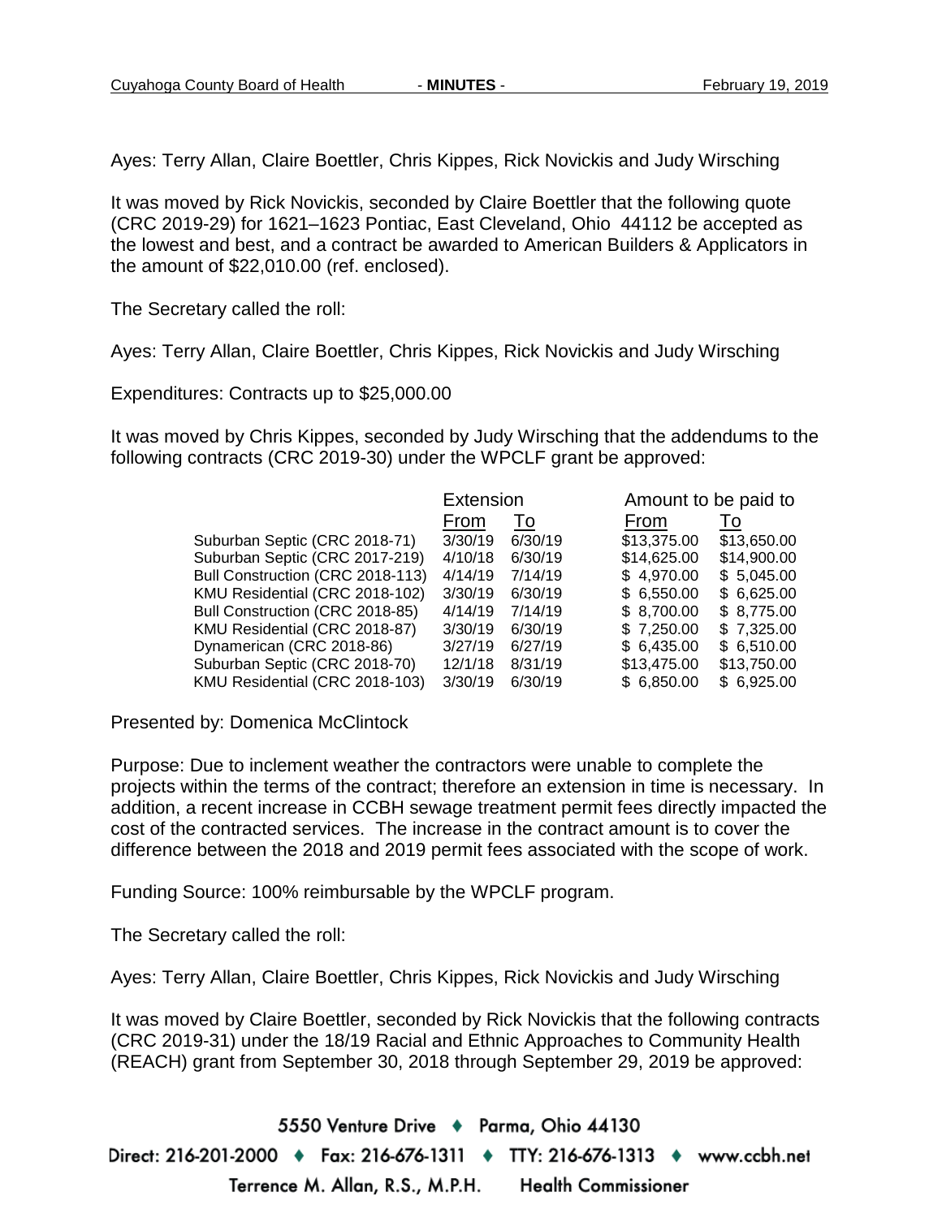Ayes: Terry Allan, Claire Boettler, Chris Kippes, Rick Novickis and Judy Wirsching

It was moved by Rick Novickis, seconded by Claire Boettler that the following quote (CRC 2019-29) for 1621–1623 Pontiac, East Cleveland, Ohio 44112 be accepted as the lowest and best, and a contract be awarded to American Builders & Applicators in the amount of $22,010.00 (ref. enclosed).

The Secretary called the roll:

Ayes: Terry Allan, Claire Boettler, Chris Kippes, Rick Novickis and Judy Wirsching

Expenditures: Contracts up to $25,000.00

It was moved by Chris Kippes, seconded by Judy Wirsching that the addendums to the following contracts (CRC 2019-30) under the WPCLF grant be approved:

| | Extension | | Amount to be paid to | |
|---|---|---|---|---|
| | From | To | From | To |
| Suburban Septic (CRC 2018-71) | 3/30/19 | 6/30/19 | $13,375.00 | $13,650.00 |
| Suburban Septic (CRC 2017-219) | 4/10/18 | 6/30/19 | $14,625.00 | $14,900.00 |
| Bull Construction (CRC 2018-113) | 4/14/19 | 7/14/19 | $ 4,970.00 | $ 5,045.00 |
| KMU Residential (CRC 2018-102) | 3/30/19 | 6/30/19 | $ 6,550.00 | $ 6,625.00 |
| Bull Construction (CRC 2018-85) | 4/14/19 | 7/14/19 | $ 8,700.00 | $ 8,775.00 |
| KMU Residential (CRC 2018-87) | 3/30/19 | 6/30/19 | $ 7,250.00 | $ 7,325.00 |
| Dynamerican (CRC 2018-86) | 3/27/19 | 6/27/19 | $ 6,435.00 | $ 6,510.00 |
| Suburban Septic (CRC 2018-70) | 12/1/18 | 8/31/19 | $13,475.00 | $13,750.00 |
| KMU Residential (CRC 2018-103) | 3/30/19 | 6/30/19 | $ 6,850.00 | $ 6,925.00 |

Presented by: Domenica McClintock

Purpose: Due to inclement weather the contractors were unable to complete the projects within the terms of the contract; therefore an extension in time is necessary. In addition, a recent increase in CCBH sewage treatment permit fees directly impacted the cost of the contracted services. The increase in the contract amount is to cover the difference between the 2018 and 2019 permit fees associated with the scope of work.

Funding Source: 100% reimbursable by the WPCLF program.

The Secretary called the roll:

Ayes: Terry Allan, Claire Boettler, Chris Kippes, Rick Novickis and Judy Wirsching

It was moved by Claire Boettler, seconded by Rick Novickis that the following contracts (CRC 2019-31) under the 18/19 Racial and Ethnic Approaches to Community Health (REACH) grant from September 30, 2018 through September 29, 2019 be approved: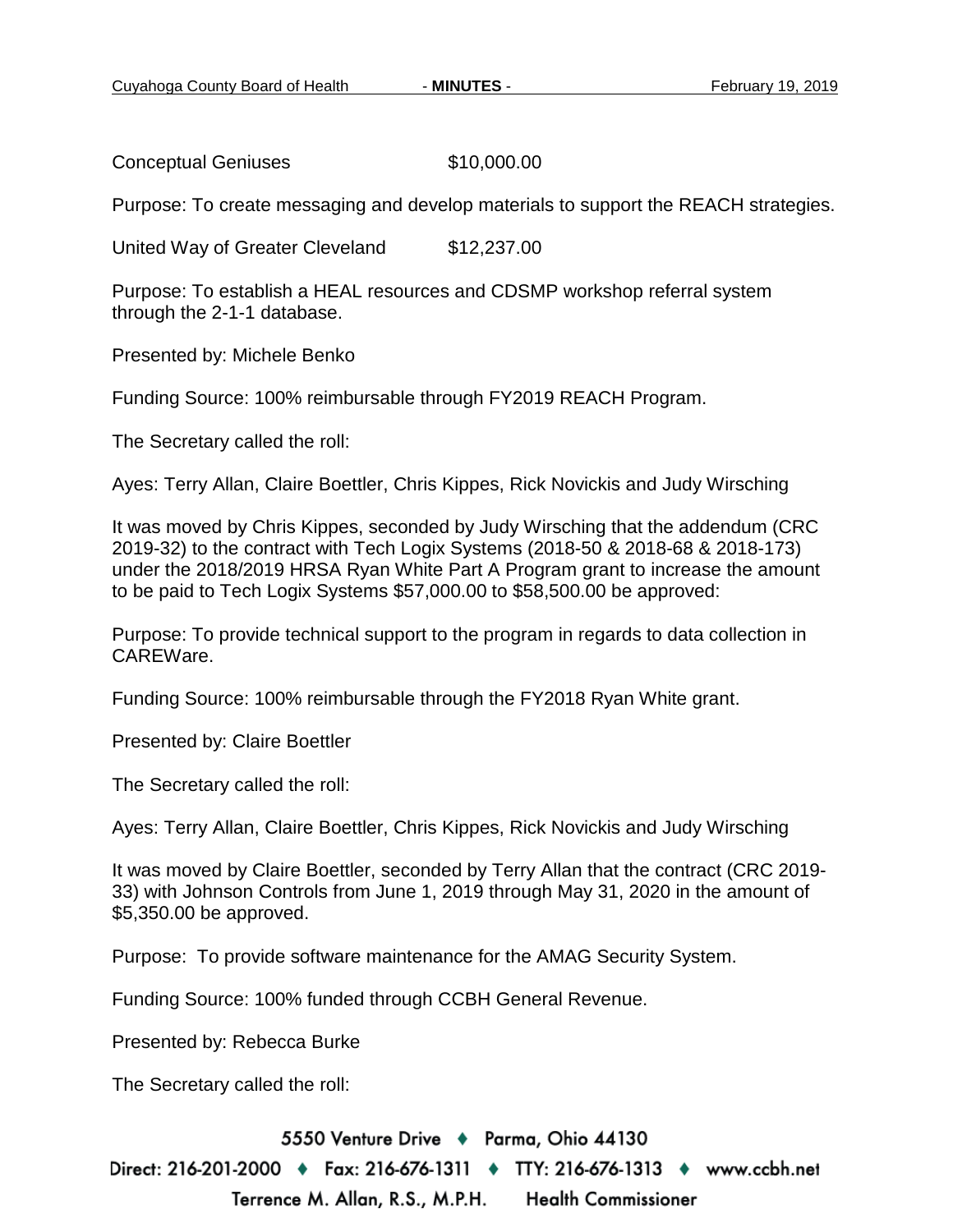Conceptual Geniuses $10,000.00

Purpose: To create messaging and develop materials to support the REACH strategies.

United Way of Greater Cleveland $12,237.00

Purpose: To establish a HEAL resources and CDSMP workshop referral system through the 2-1-1 database.

Presented by: Michele Benko

Funding Source: 100% reimbursable through FY2019 REACH Program.

The Secretary called the roll:

Ayes: Terry Allan, Claire Boettler, Chris Kippes, Rick Novickis and Judy Wirsching

It was moved by Chris Kippes, seconded by Judy Wirsching that the addendum (CRC 2019-32) to the contract with Tech Logix Systems (2018-50 & 2018-68 & 2018-173) under the 2018/2019 HRSA Ryan White Part A Program grant to increase the amount to be paid to Tech Logix Systems $57,000.00 to $58,500.00 be approved:

Purpose: To provide technical support to the program in regards to data collection in CAREWare.

Funding Source: 100% reimbursable through the FY2018 Ryan White grant.

Presented by: Claire Boettler

The Secretary called the roll:

Ayes: Terry Allan, Claire Boettler, Chris Kippes, Rick Novickis and Judy Wirsching

It was moved by Claire Boettler, seconded by Terry Allan that the contract (CRC 2019-33) with Johnson Controls from June 1, 2019 through May 31, 2020 in the amount of $5,350.00 be approved.

Purpose: To provide software maintenance for the AMAG Security System.

Funding Source: 100% funded through CCBH General Revenue.

Presented by: Rebecca Burke

The Secretary called the roll: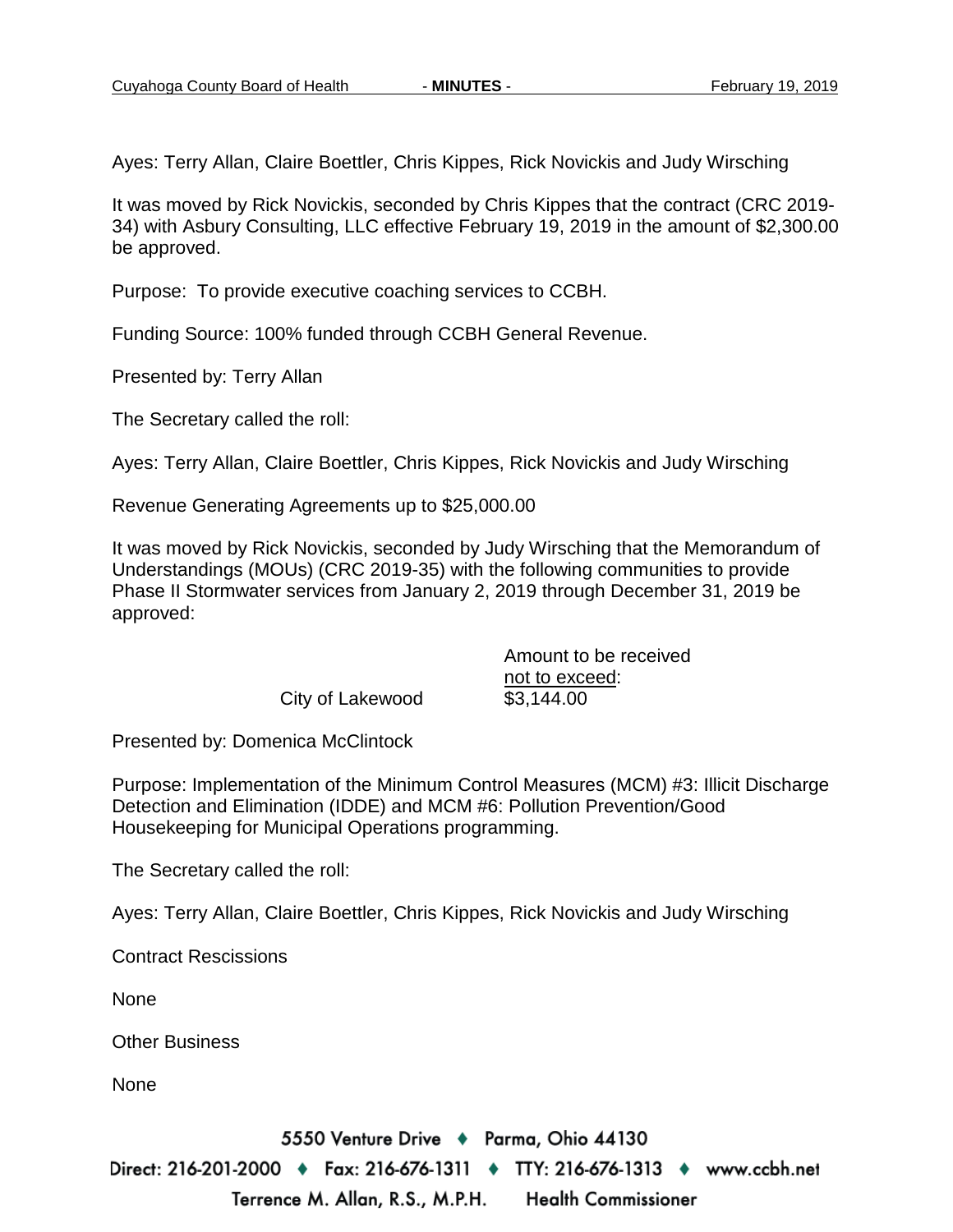Ayes: Terry Allan, Claire Boettler, Chris Kippes, Rick Novickis and Judy Wirsching

It was moved by Rick Novickis, seconded by Chris Kippes that the contract (CRC 2019-34) with Asbury Consulting, LLC effective February 19, 2019 in the amount of $2,300.00 be approved.

Purpose: To provide executive coaching services to CCBH.

Funding Source: 100% funded through CCBH General Revenue.

Presented by: Terry Allan

The Secretary called the roll:

Ayes: Terry Allan, Claire Boettler, Chris Kippes, Rick Novickis and Judy Wirsching

Revenue Generating Agreements up to $25,000.00

It was moved by Rick Novickis, seconded by Judy Wirsching that the Memorandum of Understandings (MOUs) (CRC 2019-35) with the following communities to provide Phase II Stormwater services from January 2, 2019 through December 31, 2019 be approved:

| | Amount to be received <u>not to exceed</u>: |
|---|---|
| City of Lakewood | $3,144.00 |

Presented by: Domenica McClintock

Purpose: Implementation of the Minimum Control Measures (MCM) #3: Illicit Discharge Detection and Elimination (IDDE) and MCM #6: Pollution Prevention/Good Housekeeping for Municipal Operations programming.

The Secretary called the roll:

Ayes: Terry Allan, Claire Boettler, Chris Kippes, Rick Novickis and Judy Wirsching

Contract Rescissions

None

Other Business

None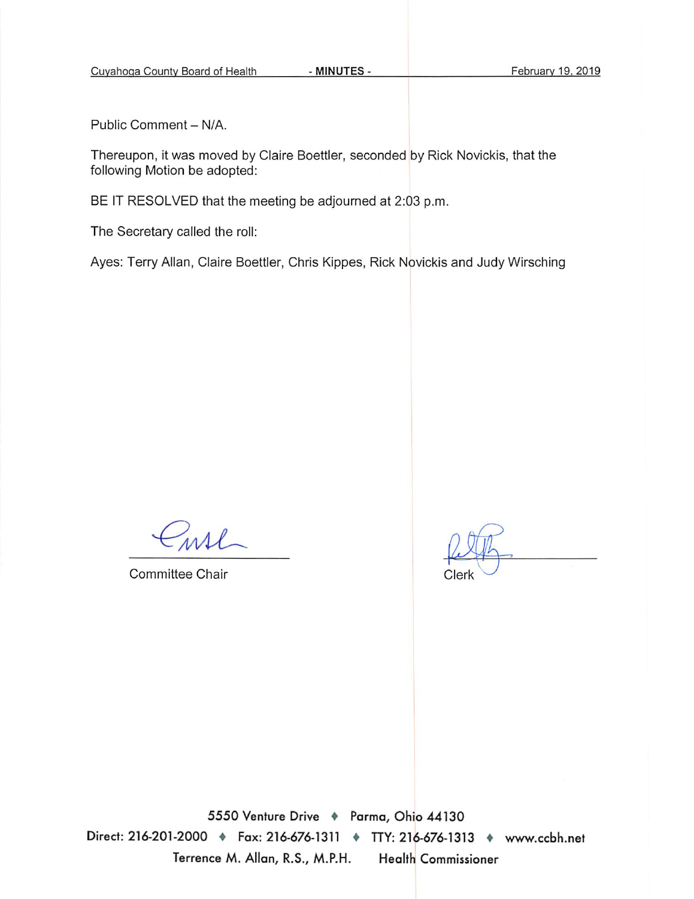Public Comment – N/A.

Thereupon, it was moved by Claire Boettler, seconded by Rick Novickis, that the following Motion be adopted:

BE IT RESOLVED that the meeting be adjourned at 2:03 p.m.

The Secretary called the roll:

Ayes: Terry Allan, Claire Boettler, Chris Kippes, Rick Novickis and Judy Wirsching

Committee Chair

Clerk

5550 Venture Drive ♦ Parma, Ohio 44130

Direct: 216-201-2000 ♦ Fax: 216-676-1311 ♦ TTY: 216-676-1313 ♦ www.ccbh.net

Terrence M. Allan, R.S., M.P.H. Health Commissioner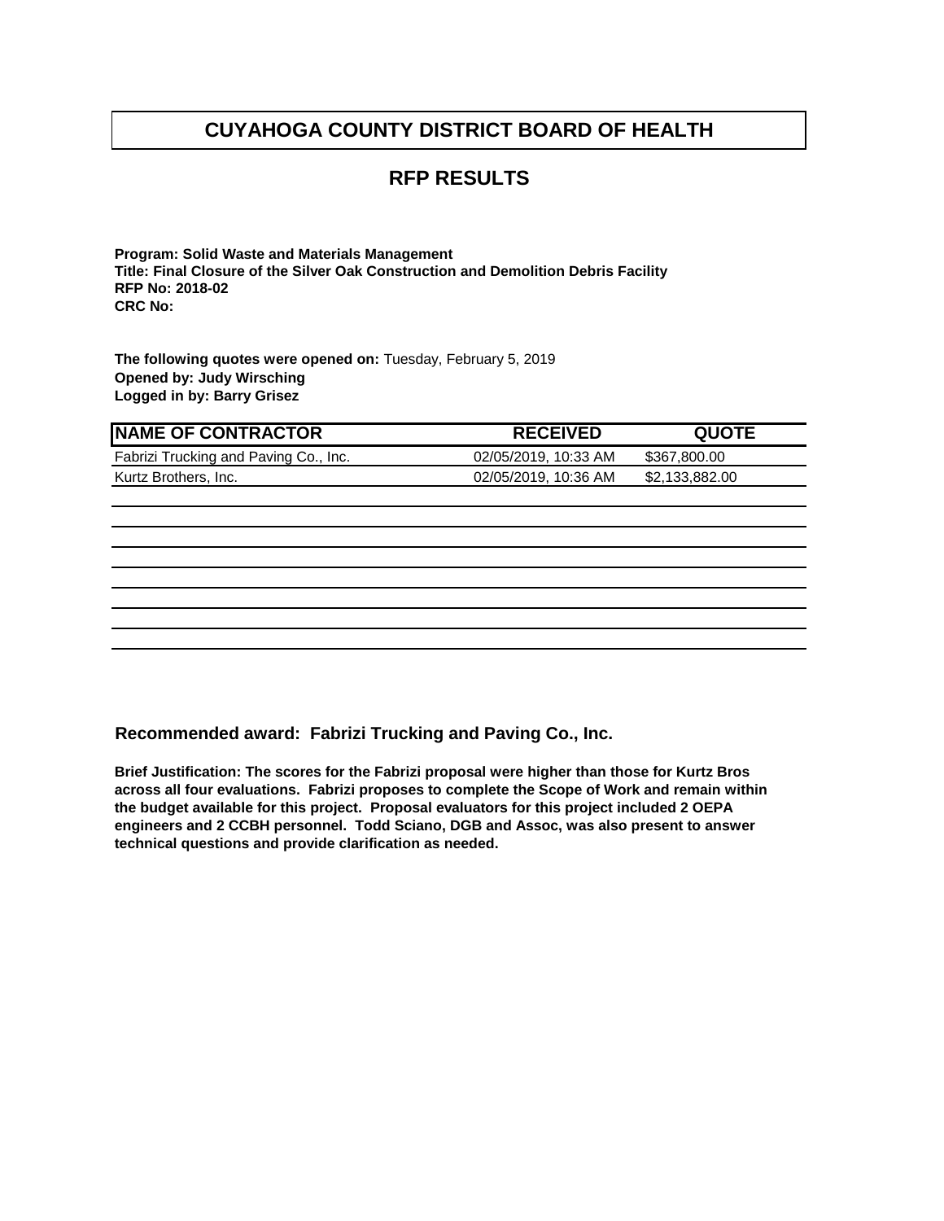# CUYAHOGA COUNTY DISTRICT BOARD OF HEALTH

## RFP RESULTS

**Program: Solid Waste and Materials Management**
**Title: Final Closure of the Silver Oak Construction and Demolition Debris Facility**
**RFP No: 2018-02**
**CRC No:**

**The following quotes were opened on:** Tuesday, February 5, 2019
**Opened by: Judy Wirsching**
**Logged in by: Barry Grisez**

| NAME OF CONTRACTOR | RECEIVED | QUOTE |
|---|---|---|
| Fabrizi Trucking and Paving Co., Inc. | 02/05/2019, 10:33 AM | $367,800.00 |
| Kurtz Brothers, Inc. | 02/05/2019, 10:36 AM | $2,133,882.00 |

**Recommended award: Fabrizi Trucking and Paving Co., Inc.**

**Brief Justification: The scores for the Fabrizi proposal were higher than those for Kurtz Bros across all four evaluations. Fabrizi proposes to complete the Scope of Work and remain within the budget available for this project. Proposal evaluators for this project included 2 OEPA engineers and 2 CCBH personnel. Todd Sciano, DGB and Assoc, was also present to answer technical questions and provide clarification as needed.**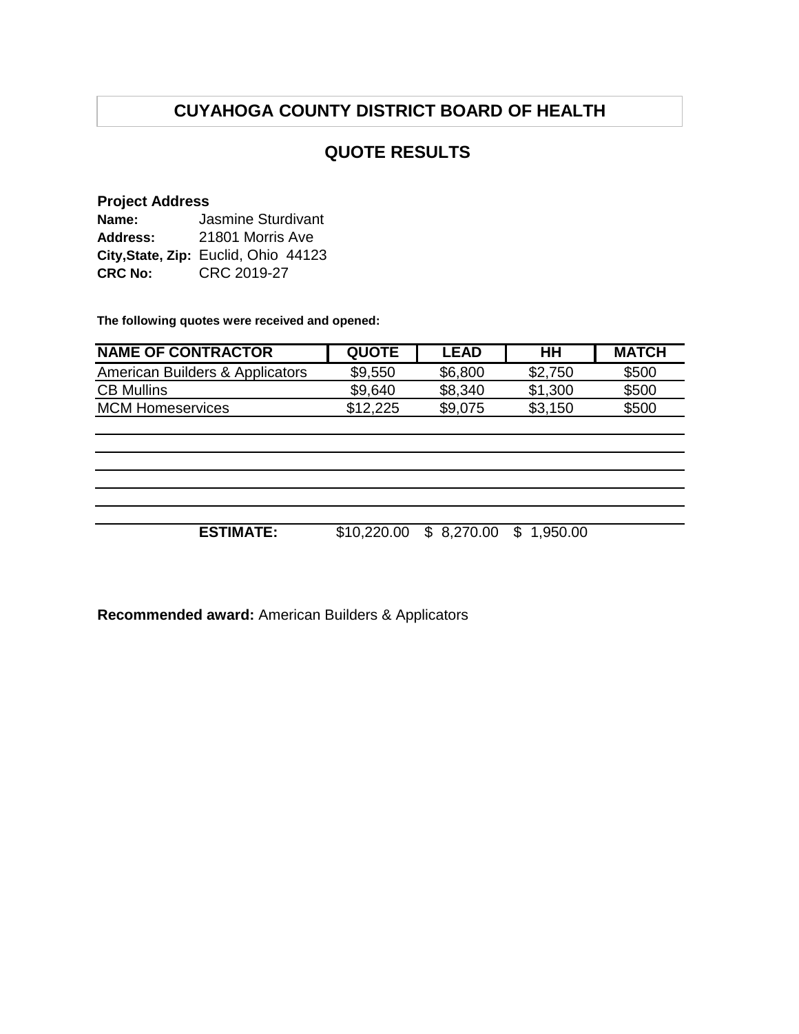# CUYAHOGA COUNTY DISTRICT BOARD OF HEALTH

## QUOTE RESULTS

**Project Address**
**Name:** Jasmine Sturdivant
**Address:** 21801 Morris Ave
**City,State, Zip:** Euclid, Ohio 44123
**CRC No:** CRC 2019-27

**The following quotes were received and opened:**

| NAME OF CONTRACTOR | QUOTE | LEAD | HH | MATCH |
|---|---|---|---|---|
| American Builders & Applicators | $9,550 | $6,800 | $2,750 | $500 |
| CB Mullins | $9,640 | $8,340 | $1,300 | $500 |
| MCM Homeservices | $12,225 | $9,075 | $3,150 | $500 |
| | | | | |
| | | | | |
| | | | | |
| | | | | |
| | | | | |
| **ESTIMATE:** | $10,220.00 | $ 8,270.00 | $ 1,950.00 | |

**Recommended award:** American Builders & Applicators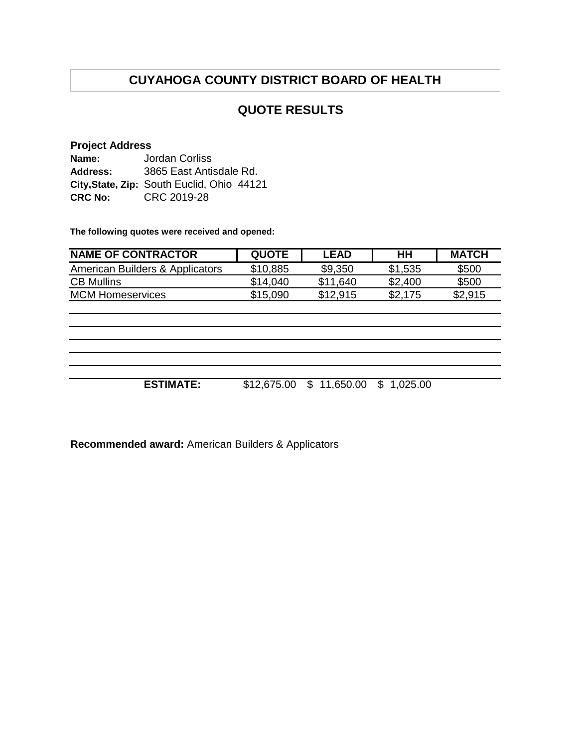# CUYAHOGA COUNTY DISTRICT BOARD OF HEALTH

## QUOTE RESULTS

**Project Address**
**Name:** Jordan Corliss
**Address:** 3865 East Antisdale Rd.
**City,State, Zip:** South Euclid, Ohio 44121
**CRC No:** CRC 2019-28

**The following quotes were received and opened:**

| NAME OF CONTRACTOR | QUOTE | LEAD | HH | MATCH |
|---|---|---|---|---|
| American Builders & Applicators | $10,885 | $9,350 | $1,535 | $500 |
| CB Mullins | $14,040 | $11,640 | $2,400 | $500 |
| MCM Homeservices | $15,090 | $12,915 | $2,175 | $2,915 |
| | | | | |
| | | | | |
| | | | | |
| | | | | |
| | | | | |
| **ESTIMATE:** | $12,675.00 | $ 11,650.00 | $ 1,025.00 | |

**Recommended award:** American Builders & Applicators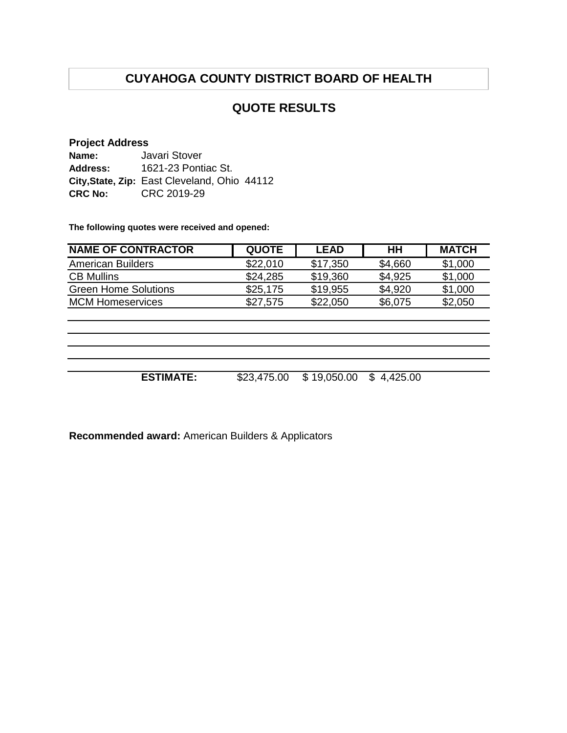# CUYAHOGA COUNTY DISTRICT BOARD OF HEALTH

## QUOTE RESULTS

**Project Address**
**Name:** Javari Stover
**Address:** 1621-23 Pontiac St.
**City,State, Zip:** East Cleveland, Ohio 44112
**CRC No:** CRC 2019-29

**The following quotes were received and opened:**

| NAME OF CONTRACTOR | QUOTE | LEAD | HH | MATCH |
|---|---|---|---|---|
| American Builders | $22,010 | $17,350 | $4,660 | $1,000 |
| CB Mullins | $24,285 | $19,360 | $4,925 | $1,000 |
| Green Home Solutions | $25,175 | $19,955 | $4,920 | $1,000 |
| MCM Homeservices | $27,575 | $22,050 | $6,075 | $2,050 |
| | | | | |
| | | | | |
| | | | | |
| | | | | |
| **ESTIMATE:** | $23,475.00 | $ 19,050.00 | $ 4,425.00 | |

**Recommended award:** American Builders & Applicators